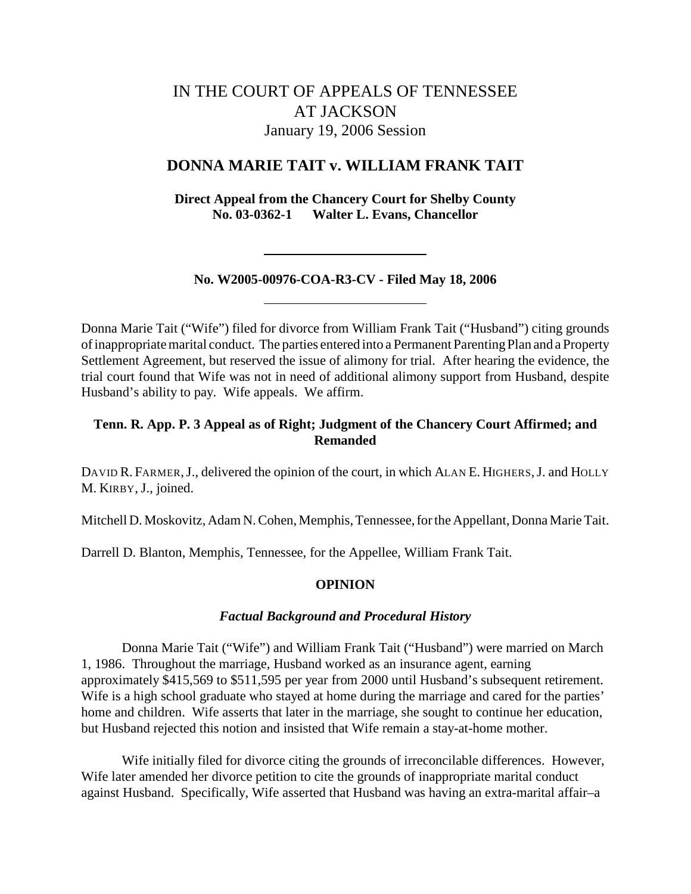# IN THE COURT OF APPEALS OF TENNESSEE AT JACKSON

January 19, 2006 Session

## DONNA MARIE TAIT v. WILLIAM FRANK TAIT

**Direct Appeal from the Chancery Court for Shelby County**
**No. 03-0362-1 Walter L. Evans, Chancellor**

---

**No. W2005-00976-COA-R3-CV - Filed May 18, 2006**

---

Donna Marie Tait ("Wife") filed for divorce from William Frank Tait ("Husband") citing grounds of inappropriate marital conduct. The parties entered into a Permanent Parenting Plan and a Property Settlement Agreement, but reserved the issue of alimony for trial. After hearing the evidence, the trial court found that Wife was not in need of additional alimony support from Husband, despite Husband's ability to pay. Wife appeals. We affirm.

**Tenn. R. App. P. 3 Appeal as of Right; Judgment of the Chancery Court Affirmed; and Remanded**

DAVID R. FARMER, J., delivered the opinion of the court, in which ALAN E. HIGHERS, J. and HOLLY M. KIRBY, J., joined.

Mitchell D. Moskovitz, Adam N. Cohen, Memphis, Tennessee, for the Appellant, Donna Marie Tait.

Darrell D. Blanton, Memphis, Tennessee, for the Appellee, William Frank Tait.

### OPINION

#### *Factual Background and Procedural History*

Donna Marie Tait ("Wife") and William Frank Tait ("Husband") were married on March 1, 1986. Throughout the marriage, Husband worked as an insurance agent, earning approximately $415,569 to $511,595 per year from 2000 until Husband's subsequent retirement. Wife is a high school graduate who stayed at home during the marriage and cared for the parties' home and children. Wife asserts that later in the marriage, she sought to continue her education, but Husband rejected this notion and insisted that Wife remain a stay-at-home mother.

Wife initially filed for divorce citing the grounds of irreconcilable differences. However, Wife later amended her divorce petition to cite the grounds of inappropriate marital conduct against Husband. Specifically, Wife asserted that Husband was having an extra-marital affair–a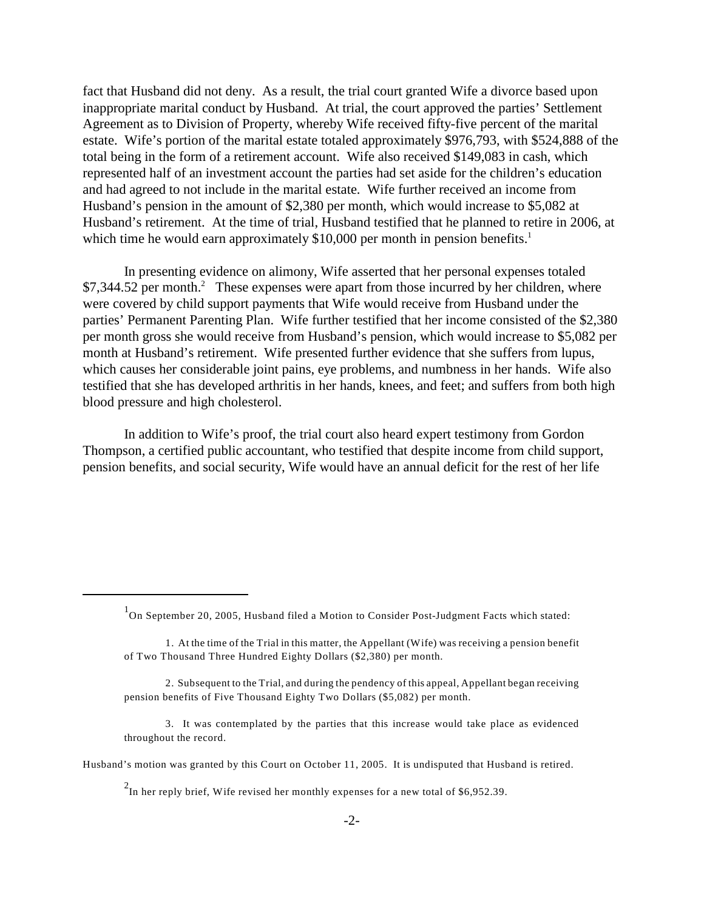fact that Husband did not deny. As a result, the trial court granted Wife a divorce based upon inappropriate marital conduct by Husband. At trial, the court approved the parties' Settlement Agreement as to Division of Property, whereby Wife received fifty-five percent of the marital estate. Wife's portion of the marital estate totaled approximately $976,793, with $524,888 of the total being in the form of a retirement account. Wife also received $149,083 in cash, which represented half of an investment account the parties had set aside for the children's education and had agreed to not include in the marital estate. Wife further received an income from Husband's pension in the amount of $2,380 per month, which would increase to $5,082 at Husband's retirement. At the time of trial, Husband testified that he planned to retire in 2006, at which time he would earn approximately $10,000 per month in pension benefits.[1]

In presenting evidence on alimony, Wife asserted that her personal expenses totaled $7,344.52 per month.[2] These expenses were apart from those incurred by her children, where were covered by child support payments that Wife would receive from Husband under the parties' Permanent Parenting Plan. Wife further testified that her income consisted of the $2,380 per month gross she would receive from Husband's pension, which would increase to $5,082 per month at Husband's retirement. Wife presented further evidence that she suffers from lupus, which causes her considerable joint pains, eye problems, and numbness in her hands. Wife also testified that she has developed arthritis in her hands, knees, and feet; and suffers from both high blood pressure and high cholesterol.

In addition to Wife's proof, the trial court also heard expert testimony from Gordon Thompson, a certified public accountant, who testified that despite income from child support, pension benefits, and social security, Wife would have an annual deficit for the rest of her life

---

[1] On September 20, 2005, Husband filed a Motion to Consider Post-Judgment Facts which stated:

> 1. At the time of the Trial in this matter, the Appellant (Wife) was receiving a pension benefit of Two Thousand Three Hundred Eighty Dollars ($2,380) per month.
>
> 2. Subsequent to the Trial, and during the pendency of this appeal, Appellant began receiving pension benefits of Five Thousand Eighty Two Dollars ($5,082) per month.
>
> 3. It was contemplated by the parties that this increase would take place as evidenced throughout the record.

Husband's motion was granted by this Court on October 11, 2005. It is undisputed that Husband is retired.

[2] In her reply brief, Wife revised her monthly expenses for a new total of $6,952.39.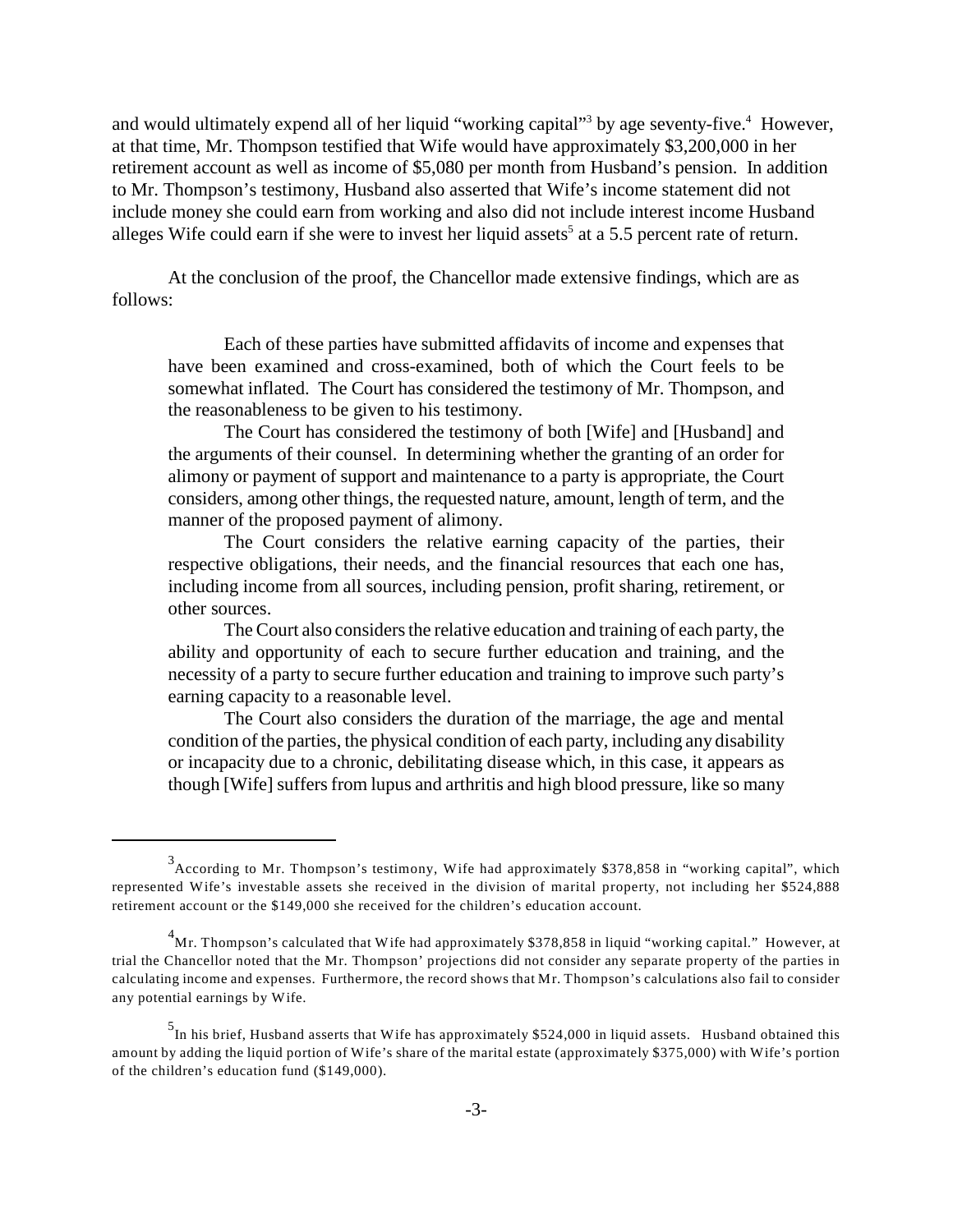and would ultimately expend all of her liquid "working capital"[3] by age seventy-five.[4] However, at that time, Mr. Thompson testified that Wife would have approximately $3,200,000 in her retirement account as well as income of $5,080 per month from Husband's pension. In addition to Mr. Thompson's testimony, Husband also asserted that Wife's income statement did not include money she could earn from working and also did not include interest income Husband alleges Wife could earn if she were to invest her liquid assets[5] at a 5.5 percent rate of return.

At the conclusion of the proof, the Chancellor made extensive findings, which are as follows:

> Each of these parties have submitted affidavits of income and expenses that have been examined and cross-examined, both of which the Court feels to be somewhat inflated. The Court has considered the testimony of Mr. Thompson, and the reasonableness to be given to his testimony.
>
> The Court has considered the testimony of both [Wife] and [Husband] and the arguments of their counsel. In determining whether the granting of an order for alimony or payment of support and maintenance to a party is appropriate, the Court considers, among other things, the requested nature, amount, length of term, and the manner of the proposed payment of alimony.
>
> The Court considers the relative earning capacity of the parties, their respective obligations, their needs, and the financial resources that each one has, including income from all sources, including pension, profit sharing, retirement, or other sources.
>
> The Court also considers the relative education and training of each party, the ability and opportunity of each to secure further education and training, and the necessity of a party to secure further education and training to improve such party's earning capacity to a reasonable level.
>
> The Court also considers the duration of the marriage, the age and mental condition of the parties, the physical condition of each party, including any disability or incapacity due to a chronic, debilitating disease which, in this case, it appears as though [Wife] suffers from lupus and arthritis and high blood pressure, like so many

---

[3] According to Mr. Thompson's testimony, Wife had approximately $378,858 in "working capital", which represented Wife's investable assets she received in the division of marital property, not including her $524,888 retirement account or the $149,000 she received for the children's education account.

[4] Mr. Thompson's calculated that Wife had approximately $378,858 in liquid "working capital." However, at trial the Chancellor noted that the Mr. Thompson' projections did not consider any separate property of the parties in calculating income and expenses. Furthermore, the record shows that Mr. Thompson's calculations also fail to consider any potential earnings by Wife.

[5] In his brief, Husband asserts that Wife has approximately $524,000 in liquid assets. Husband obtained this amount by adding the liquid portion of Wife's share of the marital estate (approximately $375,000) with Wife's portion of the children's education fund ($149,000).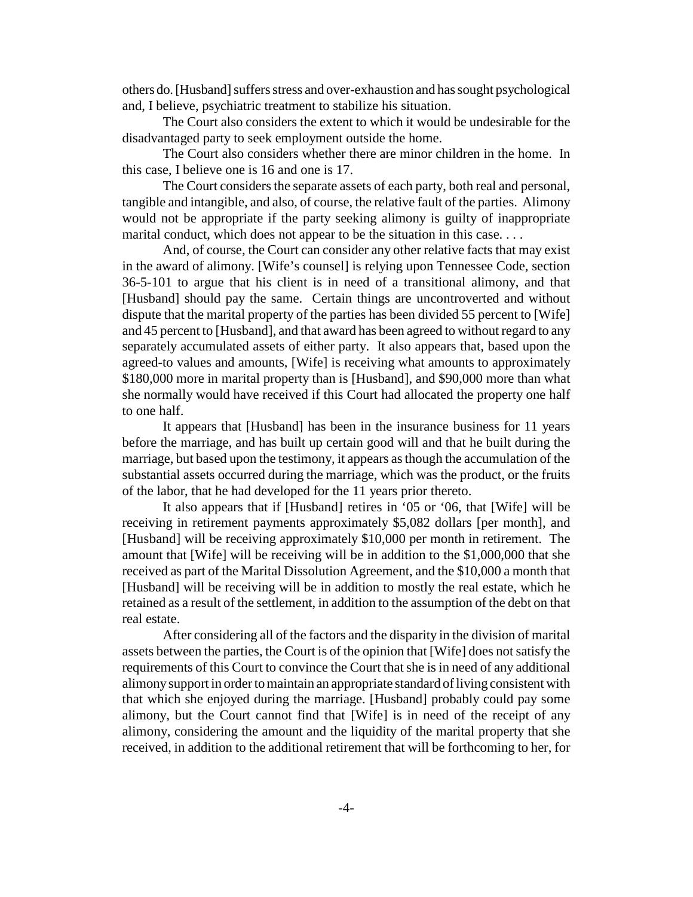others do. [Husband] suffers stress and over-exhaustion and has sought psychological and, I believe, psychiatric treatment to stabilize his situation.

The Court also considers the extent to which it would be undesirable for the disadvantaged party to seek employment outside the home.

The Court also considers whether there are minor children in the home. In this case, I believe one is 16 and one is 17.

The Court considers the separate assets of each party, both real and personal, tangible and intangible, and also, of course, the relative fault of the parties. Alimony would not be appropriate if the party seeking alimony is guilty of inappropriate marital conduct, which does not appear to be the situation in this case. . . .

And, of course, the Court can consider any other relative facts that may exist in the award of alimony. [Wife's counsel] is relying upon Tennessee Code, section 36-5-101 to argue that his client is in need of a transitional alimony, and that [Husband] should pay the same. Certain things are uncontroverted and without dispute that the marital property of the parties has been divided 55 percent to [Wife] and 45 percent to [Husband], and that award has been agreed to without regard to any separately accumulated assets of either party. It also appears that, based upon the agreed-to values and amounts, [Wife] is receiving what amounts to approximately $180,000 more in marital property than is [Husband], and $90,000 more than what she normally would have received if this Court had allocated the property one half to one half.

It appears that [Husband] has been in the insurance business for 11 years before the marriage, and has built up certain good will and that he built during the marriage, but based upon the testimony, it appears as though the accumulation of the substantial assets occurred during the marriage, which was the product, or the fruits of the labor, that he had developed for the 11 years prior thereto.

It also appears that if [Husband] retires in '05 or '06, that [Wife] will be receiving in retirement payments approximately $5,082 dollars [per month], and [Husband] will be receiving approximately $10,000 per month in retirement. The amount that [Wife] will be receiving will be in addition to the $1,000,000 that she received as part of the Marital Dissolution Agreement, and the $10,000 a month that [Husband] will be receiving will be in addition to mostly the real estate, which he retained as a result of the settlement, in addition to the assumption of the debt on that real estate.

After considering all of the factors and the disparity in the division of marital assets between the parties, the Court is of the opinion that [Wife] does not satisfy the requirements of this Court to convince the Court that she is in need of any additional alimony support in order to maintain an appropriate standard of living consistent with that which she enjoyed during the marriage. [Husband] probably could pay some alimony, but the Court cannot find that [Wife] is in need of the receipt of any alimony, considering the amount and the liquidity of the marital property that she received, in addition to the additional retirement that will be forthcoming to her, for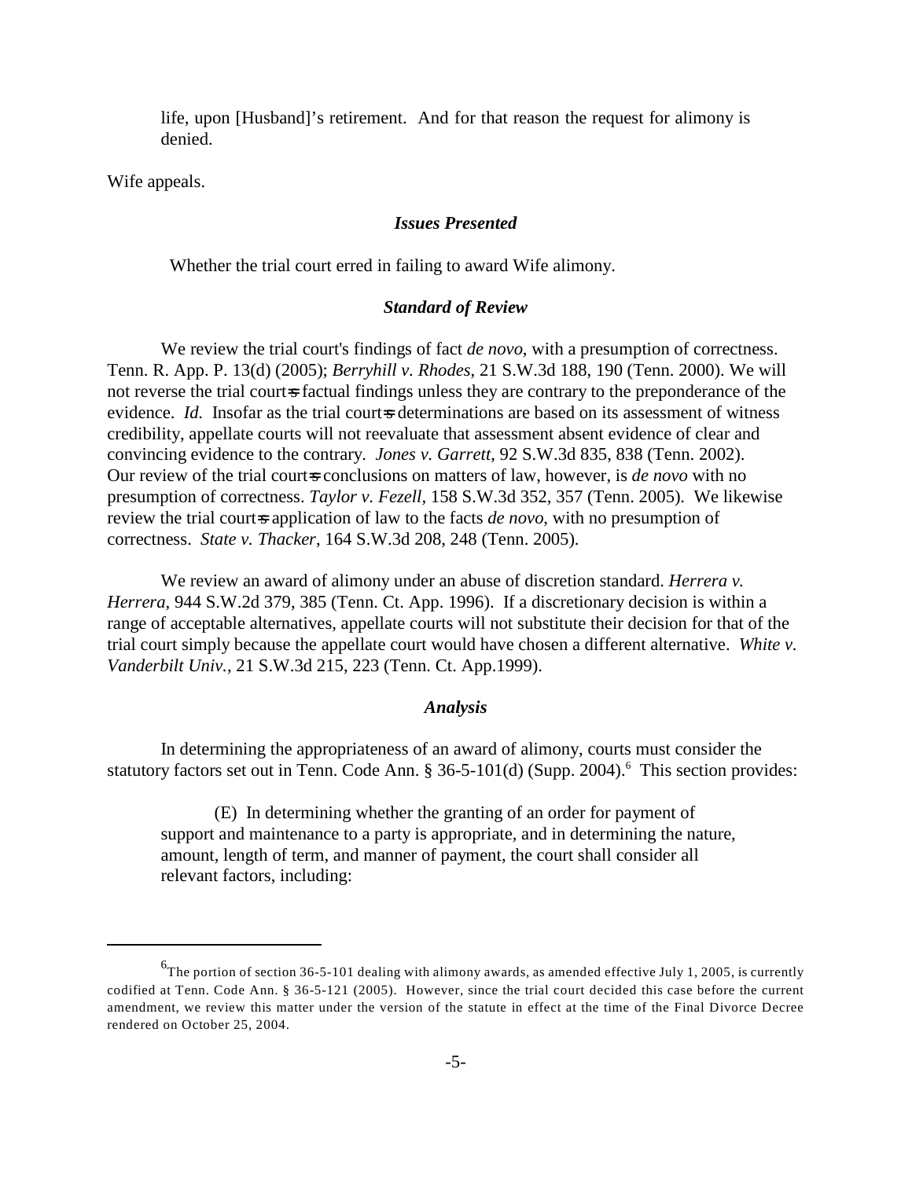> life, upon [Husband]'s retirement. And for that reason the request for alimony is denied.

Wife appeals.

### *Issues Presented*

Whether the trial court erred in failing to award Wife alimony.

### *Standard of Review*

We review the trial court's findings of fact *de novo*, with a presumption of correctness. Tenn. R. App. P. 13(d) (2005); *Berryhill v. Rhodes*, 21 S.W.3d 188, 190 (Tenn. 2000). We will not reverse the trial court=s factual findings unless they are contrary to the preponderance of the evidence. *Id.* Insofar as the trial court=s determinations are based on its assessment of witness credibility, appellate courts will not reevaluate that assessment absent evidence of clear and convincing evidence to the contrary. *Jones v. Garrett*, 92 S.W.3d 835, 838 (Tenn. 2002). Our review of the trial court=s conclusions on matters of law, however, is *de novo* with no presumption of correctness. *Taylor v. Fezell*, 158 S.W.3d 352, 357 (Tenn. 2005). We likewise review the trial court=s application of law to the facts *de novo*, with no presumption of correctness. *State v. Thacker*, 164 S.W.3d 208, 248 (Tenn. 2005).

We review an award of alimony under an abuse of discretion standard. *Herrera v. Herrera*, 944 S.W.2d 379, 385 (Tenn. Ct. App. 1996). If a discretionary decision is within a range of acceptable alternatives, appellate courts will not substitute their decision for that of the trial court simply because the appellate court would have chosen a different alternative. *White v. Vanderbilt Univ.*, 21 S.W.3d 215, 223 (Tenn. Ct. App.1999).

### *Analysis*

In determining the appropriateness of an award of alimony, courts must consider the statutory factors set out in Tenn. Code Ann. § 36-5-101(d) (Supp. 2004).[6] This section provides:

> (E) In determining whether the granting of an order for payment of support and maintenance to a party is appropriate, and in determining the nature, amount, length of term, and manner of payment, the court shall consider all relevant factors, including:

---

[6]The portion of section 36-5-101 dealing with alimony awards, as amended effective July 1, 2005, is currently codified at Tenn. Code Ann. § 36-5-121 (2005). However, since the trial court decided this case before the current amendment, we review this matter under the version of the statute in effect at the time of the Final Divorce Decree rendered on October 25, 2004.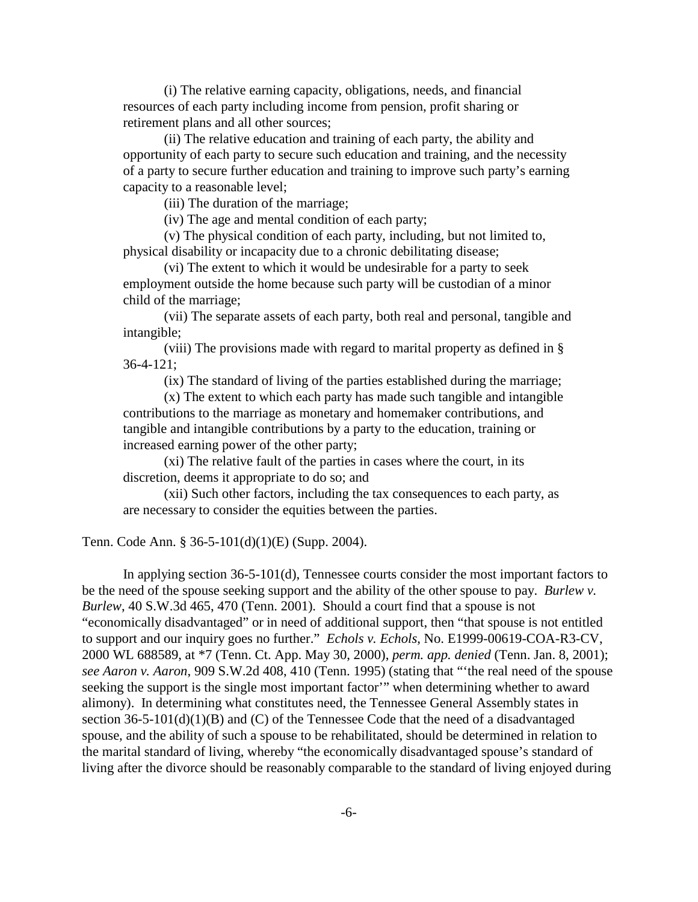(i) The relative earning capacity, obligations, needs, and financial resources of each party including income from pension, profit sharing or retirement plans and all other sources;

(ii) The relative education and training of each party, the ability and opportunity of each party to secure such education and training, and the necessity of a party to secure further education and training to improve such party's earning capacity to a reasonable level;

(iii) The duration of the marriage;

(iv) The age and mental condition of each party;

(v) The physical condition of each party, including, but not limited to, physical disability or incapacity due to a chronic debilitating disease;

(vi) The extent to which it would be undesirable for a party to seek employment outside the home because such party will be custodian of a minor child of the marriage;

(vii) The separate assets of each party, both real and personal, tangible and intangible;

(viii) The provisions made with regard to marital property as defined in § 36-4-121;

(ix) The standard of living of the parties established during the marriage;

(x) The extent to which each party has made such tangible and intangible contributions to the marriage as monetary and homemaker contributions, and tangible and intangible contributions by a party to the education, training or increased earning power of the other party;

(xi) The relative fault of the parties in cases where the court, in its discretion, deems it appropriate to do so; and

(xii) Such other factors, including the tax consequences to each party, as are necessary to consider the equities between the parties.

Tenn. Code Ann. § 36-5-101(d)(1)(E) (Supp. 2004).

In applying section 36-5-101(d), Tennessee courts consider the most important factors to be the need of the spouse seeking support and the ability of the other spouse to pay. *Burlew v. Burlew*, 40 S.W.3d 465, 470 (Tenn. 2001). Should a court find that a spouse is not "economically disadvantaged" or in need of additional support, then "that spouse is not entitled to support and our inquiry goes no further." *Echols v. Echols*, No. E1999-00619-COA-R3-CV, 2000 WL 688589, at *7 (Tenn. Ct. App. May 30, 2000), *perm. app. denied* (Tenn. Jan. 8, 2001); *see Aaron v. Aaron*, 909 S.W.2d 408, 410 (Tenn. 1995) (stating that "'the real need of the spouse seeking the support is the single most important factor'" when determining whether to award alimony). In determining what constitutes need, the Tennessee General Assembly states in section 36-5-101(d)(1)(B) and (C) of the Tennessee Code that the need of a disadvantaged spouse, and the ability of such a spouse to be rehabilitated, should be determined in relation to the marital standard of living, whereby "the economically disadvantaged spouse's standard of living after the divorce should be reasonably comparable to the standard of living enjoyed during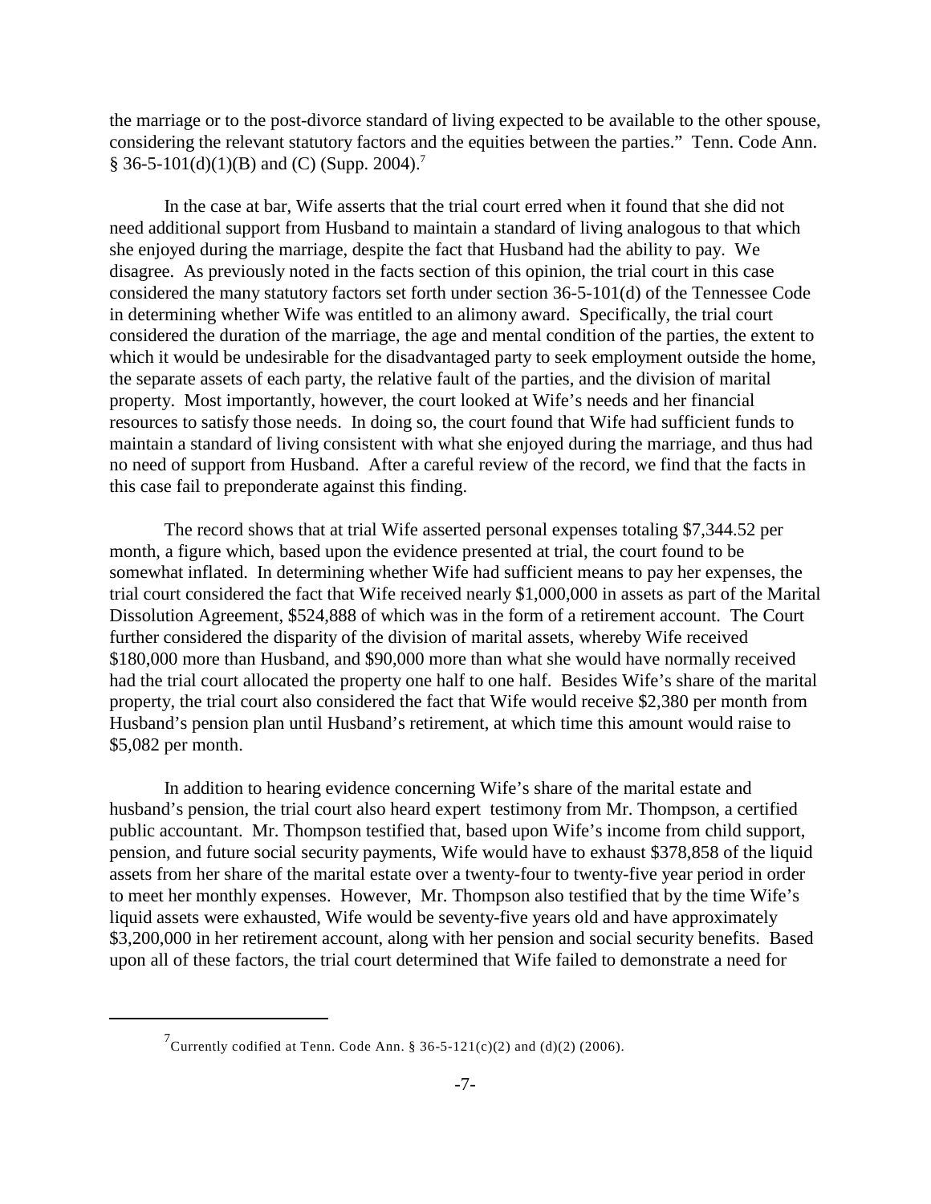the marriage or to the post-divorce standard of living expected to be available to the other spouse, considering the relevant statutory factors and the equities between the parties." Tenn. Code Ann. § 36-5-101(d)(1)(B) and (C) (Supp. 2004).[7]

In the case at bar, Wife asserts that the trial court erred when it found that she did not need additional support from Husband to maintain a standard of living analogous to that which she enjoyed during the marriage, despite the fact that Husband had the ability to pay. We disagree. As previously noted in the facts section of this opinion, the trial court in this case considered the many statutory factors set forth under section 36-5-101(d) of the Tennessee Code in determining whether Wife was entitled to an alimony award. Specifically, the trial court considered the duration of the marriage, the age and mental condition of the parties, the extent to which it would be undesirable for the disadvantaged party to seek employment outside the home, the separate assets of each party, the relative fault of the parties, and the division of marital property. Most importantly, however, the court looked at Wife's needs and her financial resources to satisfy those needs. In doing so, the court found that Wife had sufficient funds to maintain a standard of living consistent with what she enjoyed during the marriage, and thus had no need of support from Husband. After a careful review of the record, we find that the facts in this case fail to preponderate against this finding.

The record shows that at trial Wife asserted personal expenses totaling $7,344.52 per month, a figure which, based upon the evidence presented at trial, the court found to be somewhat inflated. In determining whether Wife had sufficient means to pay her expenses, the trial court considered the fact that Wife received nearly $1,000,000 in assets as part of the Marital Dissolution Agreement, $524,888 of which was in the form of a retirement account. The Court further considered the disparity of the division of marital assets, whereby Wife received $180,000 more than Husband, and $90,000 more than what she would have normally received had the trial court allocated the property one half to one half. Besides Wife's share of the marital property, the trial court also considered the fact that Wife would receive $2,380 per month from Husband's pension plan until Husband's retirement, at which time this amount would raise to $5,082 per month.

In addition to hearing evidence concerning Wife's share of the marital estate and husband's pension, the trial court also heard expert testimony from Mr. Thompson, a certified public accountant. Mr. Thompson testified that, based upon Wife's income from child support, pension, and future social security payments, Wife would have to exhaust $378,858 of the liquid assets from her share of the marital estate over a twenty-four to twenty-five year period in order to meet her monthly expenses. However, Mr. Thompson also testified that by the time Wife's liquid assets were exhausted, Wife would be seventy-five years old and have approximately $3,200,000 in her retirement account, along with her pension and social security benefits. Based upon all of these factors, the trial court determined that Wife failed to demonstrate a need for

---

[7] Currently codified at Tenn. Code Ann. § 36-5-121(c)(2) and (d)(2) (2006).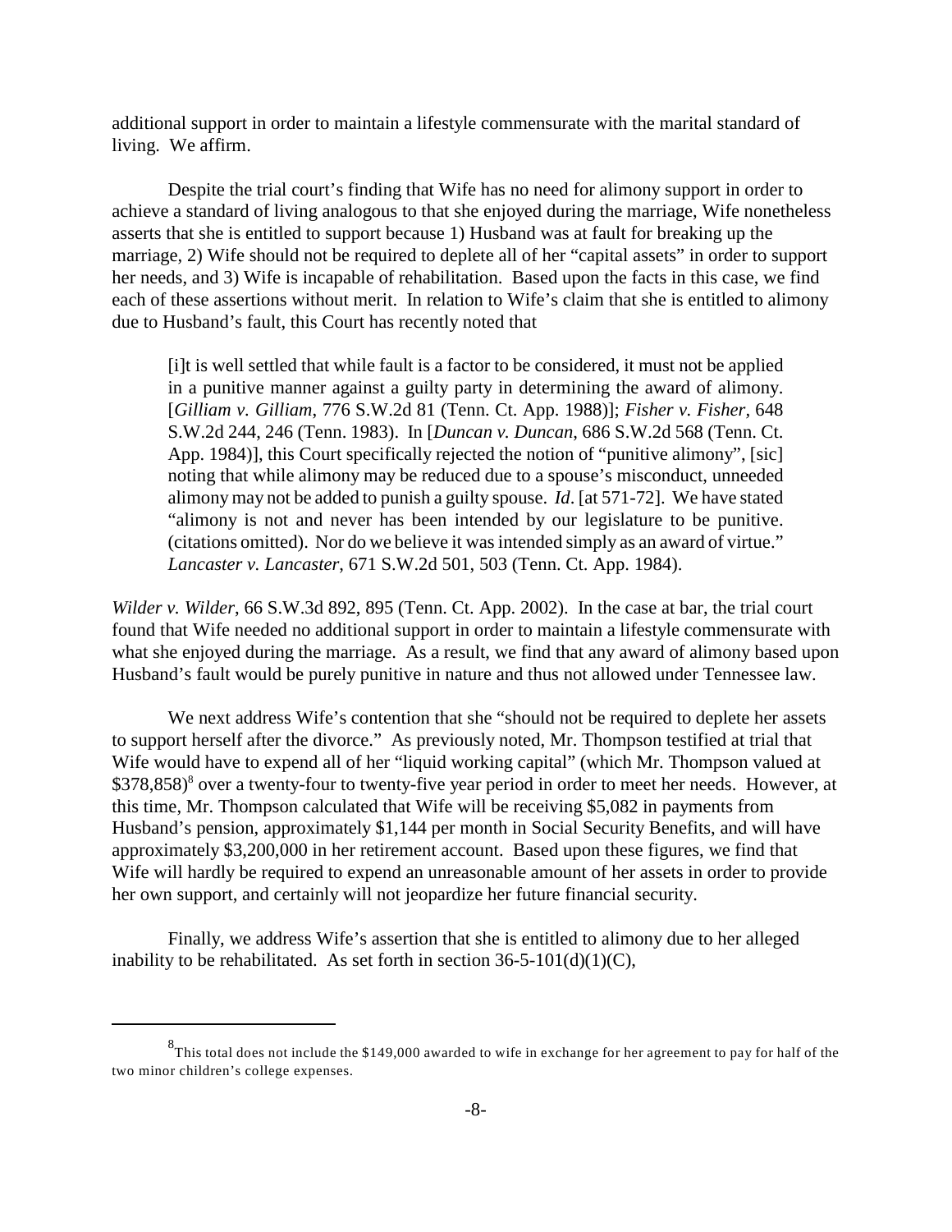additional support in order to maintain a lifestyle commensurate with the marital standard of living. We affirm.

Despite the trial court's finding that Wife has no need for alimony support in order to achieve a standard of living analogous to that she enjoyed during the marriage, Wife nonetheless asserts that she is entitled to support because 1) Husband was at fault for breaking up the marriage, 2) Wife should not be required to deplete all of her "capital assets" in order to support her needs, and 3) Wife is incapable of rehabilitation. Based upon the facts in this case, we find each of these assertions without merit. In relation to Wife's claim that she is entitled to alimony due to Husband's fault, this Court has recently noted that

> [i]t is well settled that while fault is a factor to be considered, it must not be applied in a punitive manner against a guilty party in determining the award of alimony. [*Gilliam v. Gilliam*, 776 S.W.2d 81 (Tenn. Ct. App. 1988)]; *Fisher v. Fisher*, 648 S.W.2d 244, 246 (Tenn. 1983). In [*Duncan v. Duncan*, 686 S.W.2d 568 (Tenn. Ct. App. 1984)], this Court specifically rejected the notion of "punitive alimony", [sic] noting that while alimony may be reduced due to a spouse's misconduct, unneeded alimony may not be added to punish a guilty spouse. *Id*. [at 571-72]. We have stated "alimony is not and never has been intended by our legislature to be punitive. (citations omitted). Nor do we believe it was intended simply as an award of virtue." *Lancaster v. Lancaster*, 671 S.W.2d 501, 503 (Tenn. Ct. App. 1984).

*Wilder v. Wilder*, 66 S.W.3d 892, 895 (Tenn. Ct. App. 2002). In the case at bar, the trial court found that Wife needed no additional support in order to maintain a lifestyle commensurate with what she enjoyed during the marriage. As a result, we find that any award of alimony based upon Husband's fault would be purely punitive in nature and thus not allowed under Tennessee law.

We next address Wife's contention that she "should not be required to deplete her assets to support herself after the divorce." As previously noted, Mr. Thompson testified at trial that Wife would have to expend all of her "liquid working capital" (which Mr. Thompson valued at $378,858)[8] over a twenty-four to twenty-five year period in order to meet her needs. However, at this time, Mr. Thompson calculated that Wife will be receiving $5,082 in payments from Husband's pension, approximately $1,144 per month in Social Security Benefits, and will have approximately $3,200,000 in her retirement account. Based upon these figures, we find that Wife will hardly be required to expend an unreasonable amount of her assets in order to provide her own support, and certainly will not jeopardize her future financial security.

Finally, we address Wife's assertion that she is entitled to alimony due to her alleged inability to be rehabilitated. As set forth in section 36-5-101(d)(1)(C),

---

[8] This total does not include the $149,000 awarded to wife in exchange for her agreement to pay for half of the two minor children's college expenses.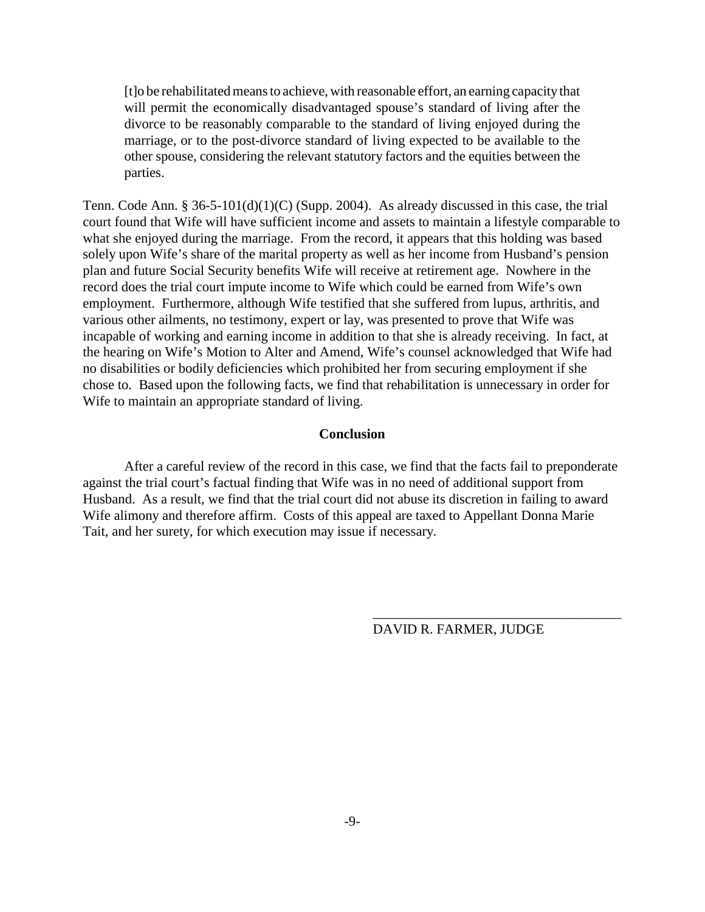> [t]o be rehabilitated means to achieve, with reasonable effort, an earning capacity that will permit the economically disadvantaged spouse's standard of living after the divorce to be reasonably comparable to the standard of living enjoyed during the marriage, or to the post-divorce standard of living expected to be available to the other spouse, considering the relevant statutory factors and the equities between the parties.

Tenn. Code Ann. § 36-5-101(d)(1)(C) (Supp. 2004). As already discussed in this case, the trial court found that Wife will have sufficient income and assets to maintain a lifestyle comparable to what she enjoyed during the marriage. From the record, it appears that this holding was based solely upon Wife's share of the marital property as well as her income from Husband's pension plan and future Social Security benefits Wife will receive at retirement age. Nowhere in the record does the trial court impute income to Wife which could be earned from Wife's own employment. Furthermore, although Wife testified that she suffered from lupus, arthritis, and various other ailments, no testimony, expert or lay, was presented to prove that Wife was incapable of working and earning income in addition to that she is already receiving. In fact, at the hearing on Wife's Motion to Alter and Amend, Wife's counsel acknowledged that Wife had no disabilities or bodily deficiencies which prohibited her from securing employment if she chose to. Based upon the following facts, we find that rehabilitation is unnecessary in order for Wife to maintain an appropriate standard of living.

## Conclusion

After a careful review of the record in this case, we find that the facts fail to preponderate against the trial court's factual finding that Wife was in no need of additional support from Husband. As a result, we find that the trial court did not abuse its discretion in failing to award Wife alimony and therefore affirm. Costs of this appeal are taxed to Appellant Donna Marie Tait, and her surety, for which execution may issue if necessary.

___________________________________

DAVID R. FARMER, JUDGE